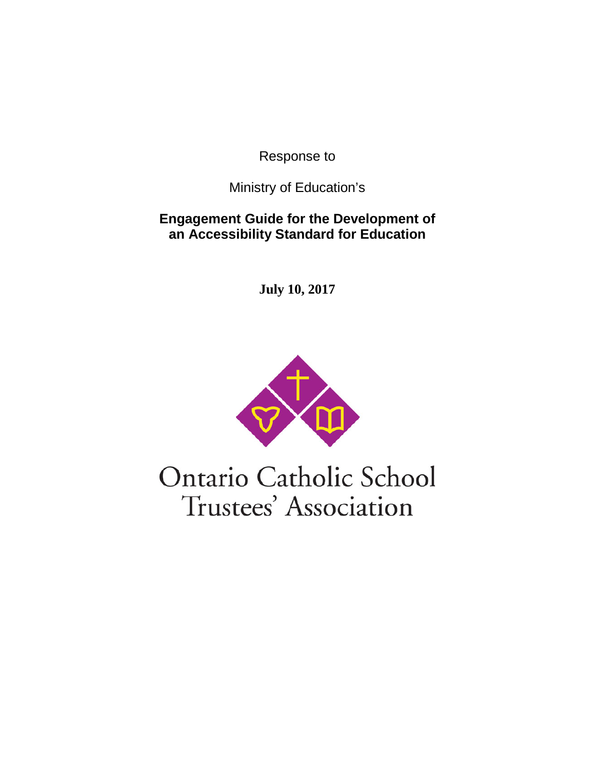Response to

Ministry of Education's

**Engagement Guide for the Development of an Accessibility Standard for Education**

**July 10, 2017**

Ontario Catholic School Trustees' Association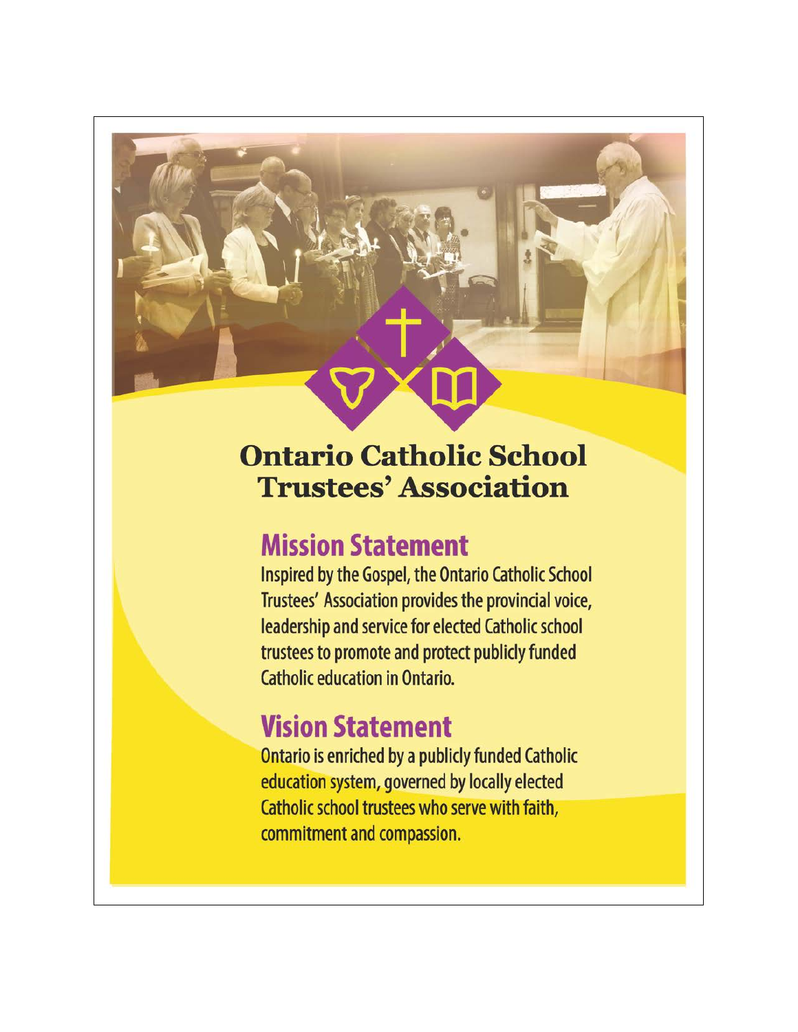# Ontario Catholic School Trustees' Association

## Mission Statement

Inspired by the Gospel, the Ontario Catholic School Trustees' Association provides the provincial voice, leadership and service for elected Catholic school trustees to promote and protect publicly funded Catholic education in Ontario.

## Vision Statement

Ontario is enriched by a publicly funded Catholic education system, governed by locally elected Catholic school trustees who serve with faith, commitment and compassion.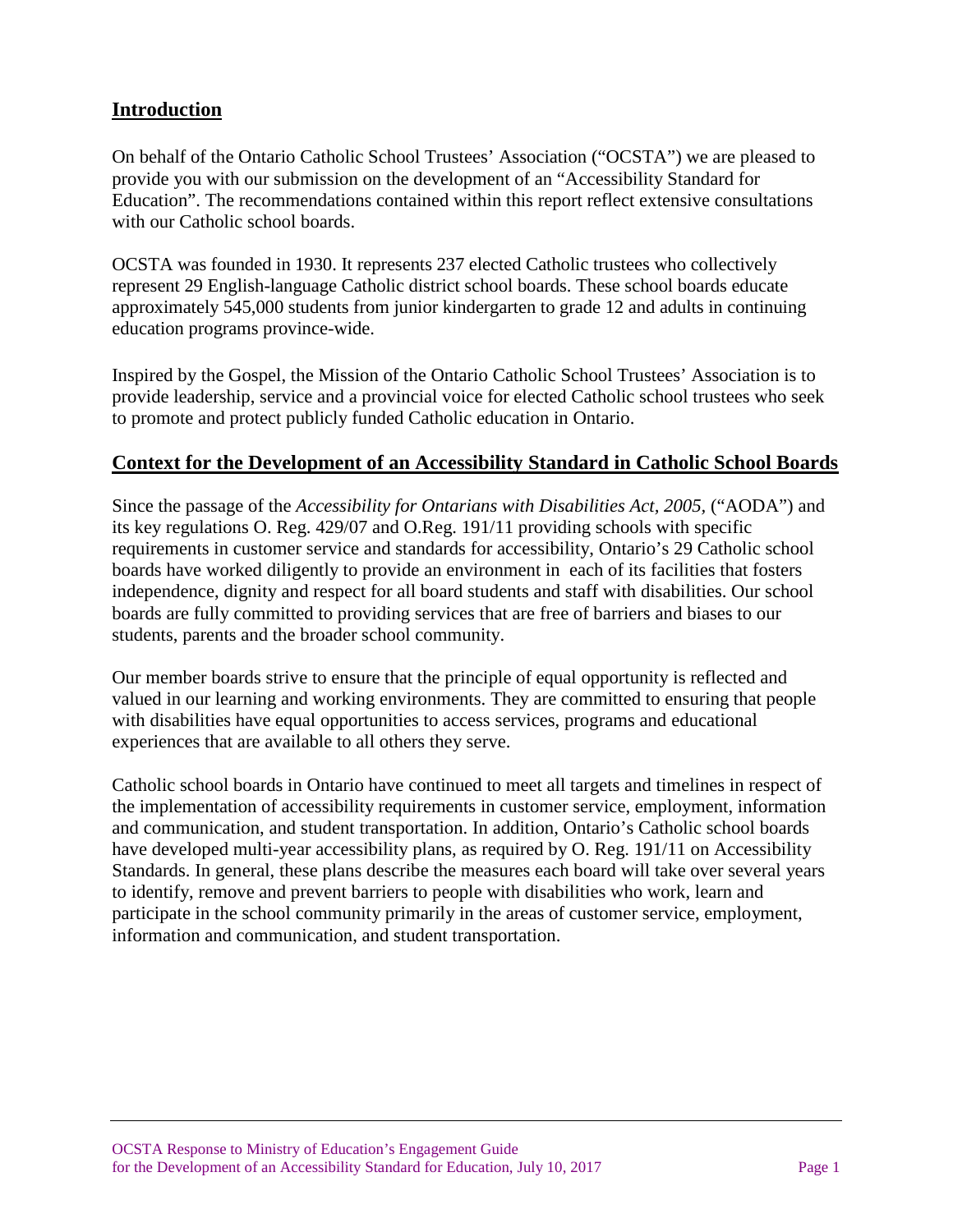## Introduction

On behalf of the Ontario Catholic School Trustees' Association ("OCSTA") we are pleased to provide you with our submission on the development of an "Accessibility Standard for Education". The recommendations contained within this report reflect extensive consultations with our Catholic school boards.

OCSTA was founded in 1930. It represents 237 elected Catholic trustees who collectively represent 29 English-language Catholic district school boards. These school boards educate approximately 545,000 students from junior kindergarten to grade 12 and adults in continuing education programs province-wide.

Inspired by the Gospel, the Mission of the Ontario Catholic School Trustees' Association is to provide leadership, service and a provincial voice for elected Catholic school trustees who seek to promote and protect publicly funded Catholic education in Ontario.

## Context for the Development of an Accessibility Standard in Catholic School Boards

Since the passage of the *Accessibility for Ontarians with Disabilities Act, 2005*, ("AODA") and its key regulations O. Reg. 429/07 and O.Reg. 191/11 providing schools with specific requirements in customer service and standards for accessibility, Ontario's 29 Catholic school boards have worked diligently to provide an environment in each of its facilities that fosters independence, dignity and respect for all board students and staff with disabilities. Our school boards are fully committed to providing services that are free of barriers and biases to our students, parents and the broader school community.

Our member boards strive to ensure that the principle of equal opportunity is reflected and valued in our learning and working environments. They are committed to ensuring that people with disabilities have equal opportunities to access services, programs and educational experiences that are available to all others they serve.

Catholic school boards in Ontario have continued to meet all targets and timelines in respect of the implementation of accessibility requirements in customer service, employment, information and communication, and student transportation. In addition, Ontario's Catholic school boards have developed multi-year accessibility plans, as required by O. Reg. 191/11 on Accessibility Standards. In general, these plans describe the measures each board will take over several years to identify, remove and prevent barriers to people with disabilities who work, learn and participate in the school community primarily in the areas of customer service, employment, information and communication, and student transportation.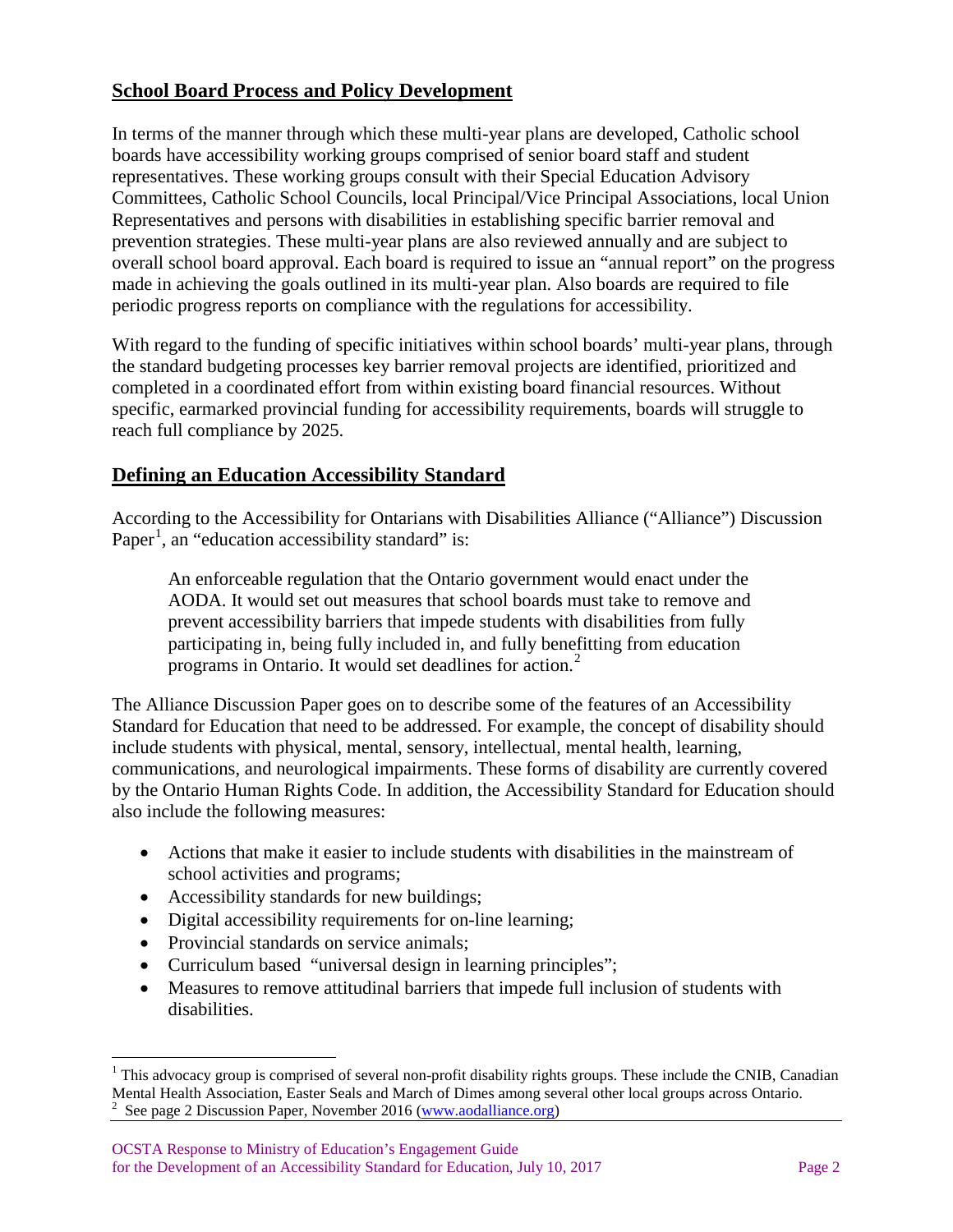## School Board Process and Policy Development

In terms of the manner through which these multi-year plans are developed, Catholic school boards have accessibility working groups comprised of senior board staff and student representatives. These working groups consult with their Special Education Advisory Committees, Catholic School Councils, local Principal/Vice Principal Associations, local Union Representatives and persons with disabilities in establishing specific barrier removal and prevention strategies. These multi-year plans are also reviewed annually and are subject to overall school board approval. Each board is required to issue an "annual report" on the progress made in achieving the goals outlined in its multi-year plan. Also boards are required to file periodic progress reports on compliance with the regulations for accessibility.

With regard to the funding of specific initiatives within school boards' multi-year plans, through the standard budgeting processes key barrier removal projects are identified, prioritized and completed in a coordinated effort from within existing board financial resources. Without specific, earmarked provincial funding for accessibility requirements, boards will struggle to reach full compliance by 2025.

## Defining an Education Accessibility Standard

According to the Accessibility for Ontarians with Disabilities Alliance ("Alliance") Discussion Paper[1], an "education accessibility standard" is:

> An enforceable regulation that the Ontario government would enact under the AODA. It would set out measures that school boards must take to remove and prevent accessibility barriers that impede students with disabilities from fully participating in, being fully included in, and fully benefitting from education programs in Ontario. It would set deadlines for action.[2]

The Alliance Discussion Paper goes on to describe some of the features of an Accessibility Standard for Education that need to be addressed. For example, the concept of disability should include students with physical, mental, sensory, intellectual, mental health, learning, communications, and neurological impairments. These forms of disability are currently covered by the Ontario Human Rights Code. In addition, the Accessibility Standard for Education should also include the following measures:

- Actions that make it easier to include students with disabilities in the mainstream of school activities and programs;
- Accessibility standards for new buildings;
- Digital accessibility requirements for on-line learning;
- Provincial standards on service animals;
- Curriculum based "universal design in learning principles";
- Measures to remove attitudinal barriers that impede full inclusion of students with disabilities.

---

[1] This advocacy group is comprised of several non-profit disability rights groups. These include the CNIB, Canadian Mental Health Association, Easter Seals and March of Dimes among several other local groups across Ontario.

[2] See page 2 Discussion Paper, November 2016 (www.aodalliance.org)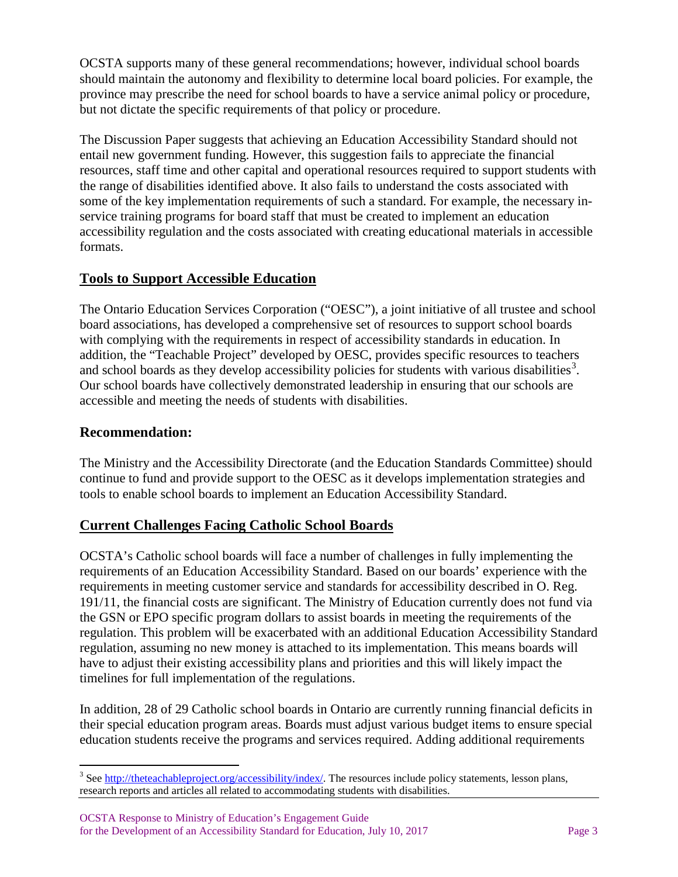OCSTA supports many of these general recommendations; however, individual school boards should maintain the autonomy and flexibility to determine local board policies. For example, the province may prescribe the need for school boards to have a service animal policy or procedure, but not dictate the specific requirements of that policy or procedure.

The Discussion Paper suggests that achieving an Education Accessibility Standard should not entail new government funding. However, this suggestion fails to appreciate the financial resources, staff time and other capital and operational resources required to support students with the range of disabilities identified above. It also fails to understand the costs associated with some of the key implementation requirements of such a standard. For example, the necessary in-service training programs for board staff that must be created to implement an education accessibility regulation and the costs associated with creating educational materials in accessible formats.

## Tools to Support Accessible Education

The Ontario Education Services Corporation ("OESC"), a joint initiative of all trustee and school board associations, has developed a comprehensive set of resources to support school boards with complying with the requirements in respect of accessibility standards in education. In addition, the "Teachable Project" developed by OESC, provides specific resources to teachers and school boards as they develop accessibility policies for students with various disabilities[3]. Our school boards have collectively demonstrated leadership in ensuring that our schools are accessible and meeting the needs of students with disabilities.

### Recommendation:

The Ministry and the Accessibility Directorate (and the Education Standards Committee) should continue to fund and provide support to the OESC as it develops implementation strategies and tools to enable school boards to implement an Education Accessibility Standard.

## Current Challenges Facing Catholic School Boards

OCSTA's Catholic school boards will face a number of challenges in fully implementing the requirements of an Education Accessibility Standard. Based on our boards' experience with the requirements in meeting customer service and standards for accessibility described in O. Reg. 191/11, the financial costs are significant. The Ministry of Education currently does not fund via the GSN or EPO specific program dollars to assist boards in meeting the requirements of the regulation. This problem will be exacerbated with an additional Education Accessibility Standard regulation, assuming no new money is attached to its implementation. This means boards will have to adjust their existing accessibility plans and priorities and this will likely impact the timelines for full implementation of the regulations.

In addition, 28 of 29 Catholic school boards in Ontario are currently running financial deficits in their special education program areas. Boards must adjust various budget items to ensure special education students receive the programs and services required. Adding additional requirements

[3] See http://theteachableproject.org/accessibility/index/. The resources include policy statements, lesson plans, research reports and articles all related to accommodating students with disabilities.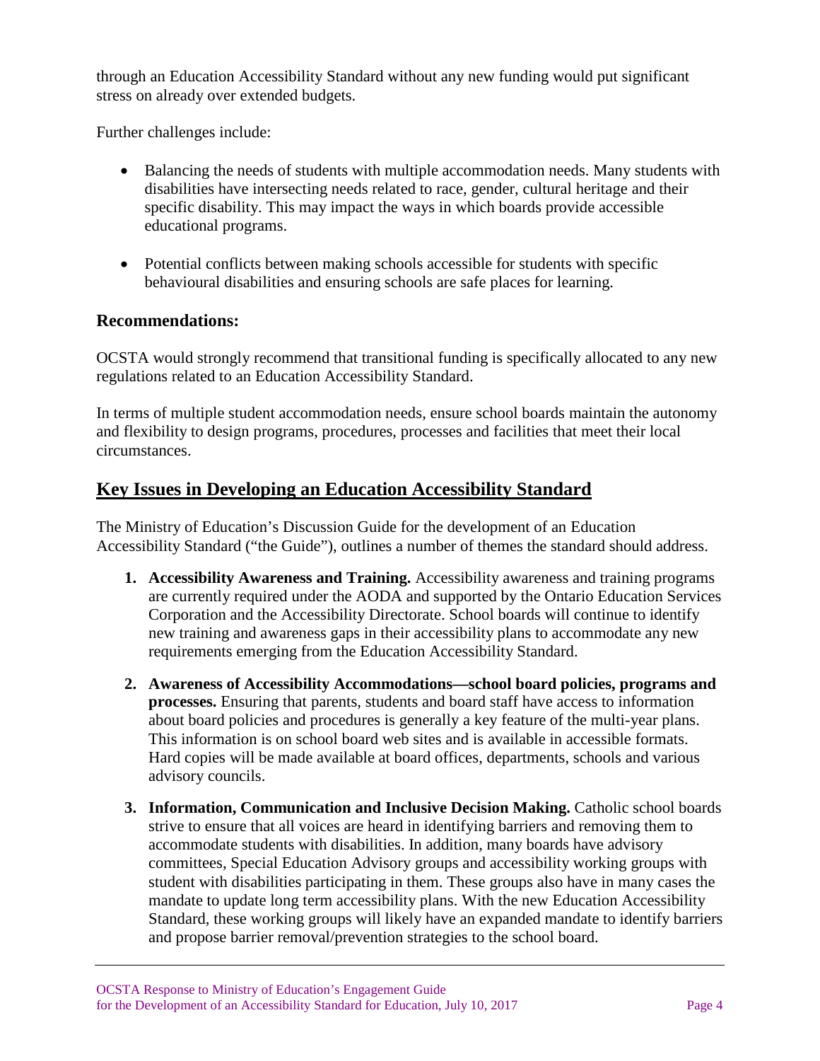through an Education Accessibility Standard without any new funding would put significant stress on already over extended budgets.

Further challenges include:

- Balancing the needs of students with multiple accommodation needs. Many students with disabilities have intersecting needs related to race, gender, cultural heritage and their specific disability. This may impact the ways in which boards provide accessible educational programs.

- Potential conflicts between making schools accessible for students with specific behavioural disabilities and ensuring schools are safe places for learning.

### Recommendations:

OCSTA would strongly recommend that transitional funding is specifically allocated to any new regulations related to an Education Accessibility Standard.

In terms of multiple student accommodation needs, ensure school boards maintain the autonomy and flexibility to design programs, procedures, processes and facilities that meet their local circumstances.

## Key Issues in Developing an Education Accessibility Standard

The Ministry of Education's Discussion Guide for the development of an Education Accessibility Standard ("the Guide"), outlines a number of themes the standard should address.

1. **Accessibility Awareness and Training.** Accessibility awareness and training programs are currently required under the AODA and supported by the Ontario Education Services Corporation and the Accessibility Directorate. School boards will continue to identify new training and awareness gaps in their accessibility plans to accommodate any new requirements emerging from the Education Accessibility Standard.

2. **Awareness of Accessibility Accommodations—school board policies, programs and processes.** Ensuring that parents, students and board staff have access to information about board policies and procedures is generally a key feature of the multi-year plans. This information is on school board web sites and is available in accessible formats. Hard copies will be made available at board offices, departments, schools and various advisory councils.

3. **Information, Communication and Inclusive Decision Making.** Catholic school boards strive to ensure that all voices are heard in identifying barriers and removing them to accommodate students with disabilities. In addition, many boards have advisory committees, Special Education Advisory groups and accessibility working groups with student with disabilities participating in them. These groups also have in many cases the mandate to update long term accessibility plans. With the new Education Accessibility Standard, these working groups will likely have an expanded mandate to identify barriers and propose barrier removal/prevention strategies to the school board.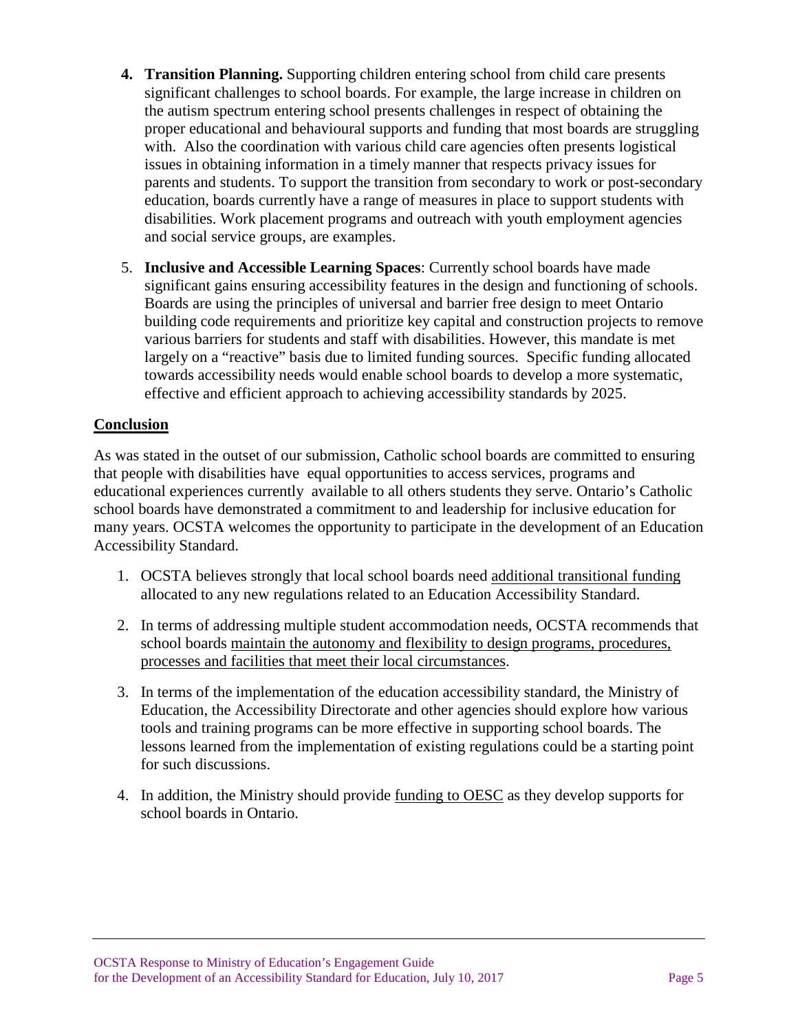4. **Transition Planning.** Supporting children entering school from child care presents significant challenges to school boards. For example, the large increase in children on the autism spectrum entering school presents challenges in respect of obtaining the proper educational and behavioural supports and funding that most boards are struggling with. Also the coordination with various child care agencies often presents logistical issues in obtaining information in a timely manner that respects privacy issues for parents and students. To support the transition from secondary to work or post-secondary education, boards currently have a range of measures in place to support students with disabilities. Work placement programs and outreach with youth employment agencies and social service groups, are examples.

5. **Inclusive and Accessible Learning Spaces**: Currently school boards have made significant gains ensuring accessibility features in the design and functioning of schools. Boards are using the principles of universal and barrier free design to meet Ontario building code requirements and prioritize key capital and construction projects to remove various barriers for students and staff with disabilities. However, this mandate is met largely on a "reactive" basis due to limited funding sources. Specific funding allocated towards accessibility needs would enable school boards to develop a more systematic, effective and efficient approach to achieving accessibility standards by 2025.

## Conclusion

As was stated in the outset of our submission, Catholic school boards are committed to ensuring that people with disabilities have equal opportunities to access services, programs and educational experiences currently available to all others students they serve. Ontario's Catholic school boards have demonstrated a commitment to and leadership for inclusive education for many years. OCSTA welcomes the opportunity to participate in the development of an Education Accessibility Standard.

1. OCSTA believes strongly that local school boards need additional transitional funding allocated to any new regulations related to an Education Accessibility Standard.

2. In terms of addressing multiple student accommodation needs, OCSTA recommends that school boards maintain the autonomy and flexibility to design programs, procedures, processes and facilities that meet their local circumstances.

3. In terms of the implementation of the education accessibility standard, the Ministry of Education, the Accessibility Directorate and other agencies should explore how various tools and training programs can be more effective in supporting school boards. The lessons learned from the implementation of existing regulations could be a starting point for such discussions.

4. In addition, the Ministry should provide funding to OESC as they develop supports for school boards in Ontario.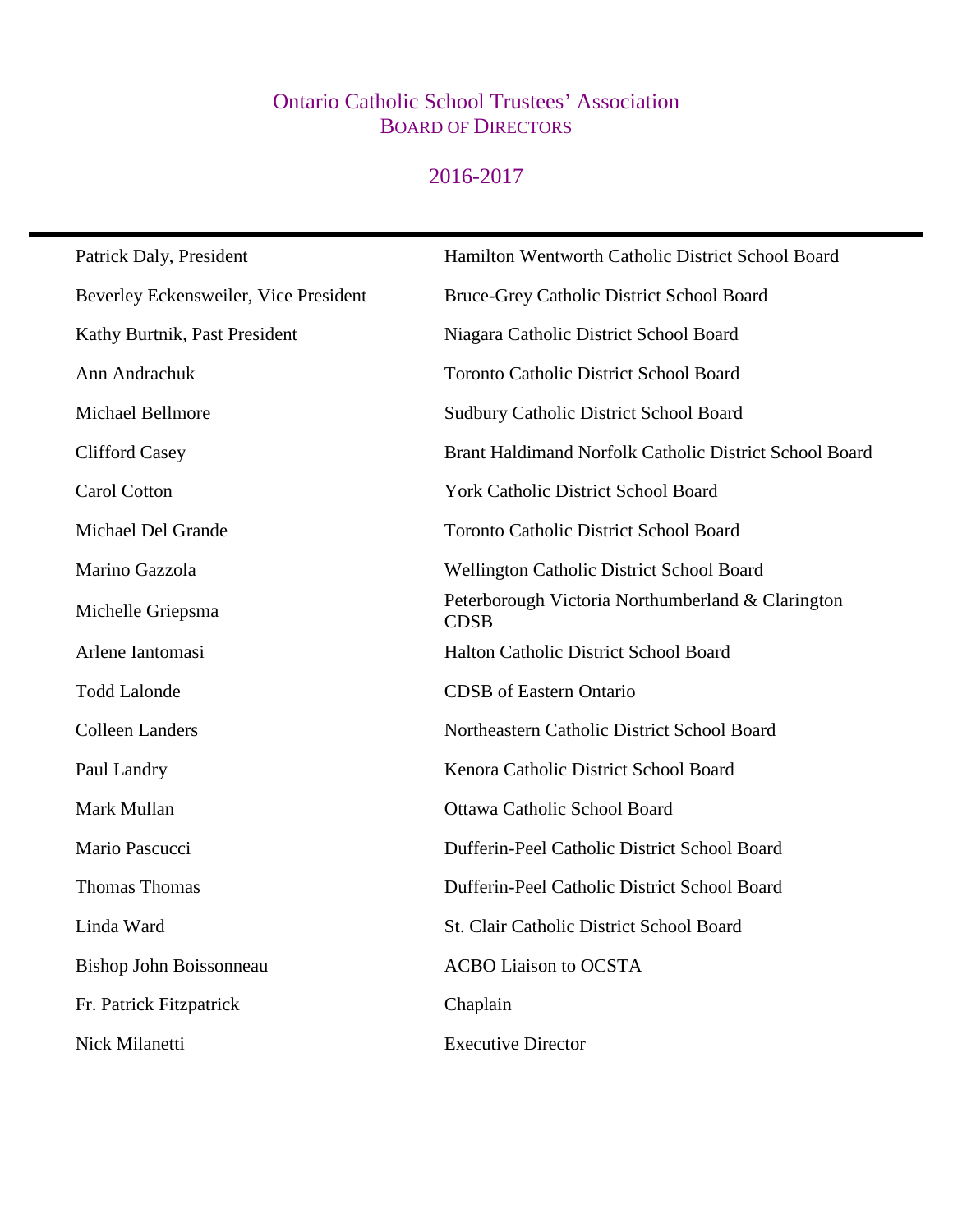# Ontario Catholic School Trustees' Association
## Board of Directors

### 2016-2017

---

| | |
|---|---|
| Patrick Daly, President | Hamilton Wentworth Catholic District School Board |
| Beverley Eckensweiler, Vice President | Bruce-Grey Catholic District School Board |
| Kathy Burtnik, Past President | Niagara Catholic District School Board |
| Ann Andrachuk | Toronto Catholic District School Board |
| Michael Bellmore | Sudbury Catholic District School Board |
| Clifford Casey | Brant Haldimand Norfolk Catholic District School Board |
| Carol Cotton | York Catholic District School Board |
| Michael Del Grande | Toronto Catholic District School Board |
| Marino Gazzola | Wellington Catholic District School Board |
| Michelle Griepsma | Peterborough Victoria Northumberland & Clarington CDSB |
| Arlene Iantomasi | Halton Catholic District School Board |
| Todd Lalonde | CDSB of Eastern Ontario |
| Colleen Landers | Northeastern Catholic District School Board |
| Paul Landry | Kenora Catholic District School Board |
| Mark Mullan | Ottawa Catholic School Board |
| Mario Pascucci | Dufferin-Peel Catholic District School Board |
| Thomas Thomas | Dufferin-Peel Catholic District School Board |
| Linda Ward | St. Clair Catholic District School Board |
| Bishop John Boissonneau | ACBO Liaison to OCSTA |
| Fr. Patrick Fitzpatrick | Chaplain |
| Nick Milanetti | Executive Director |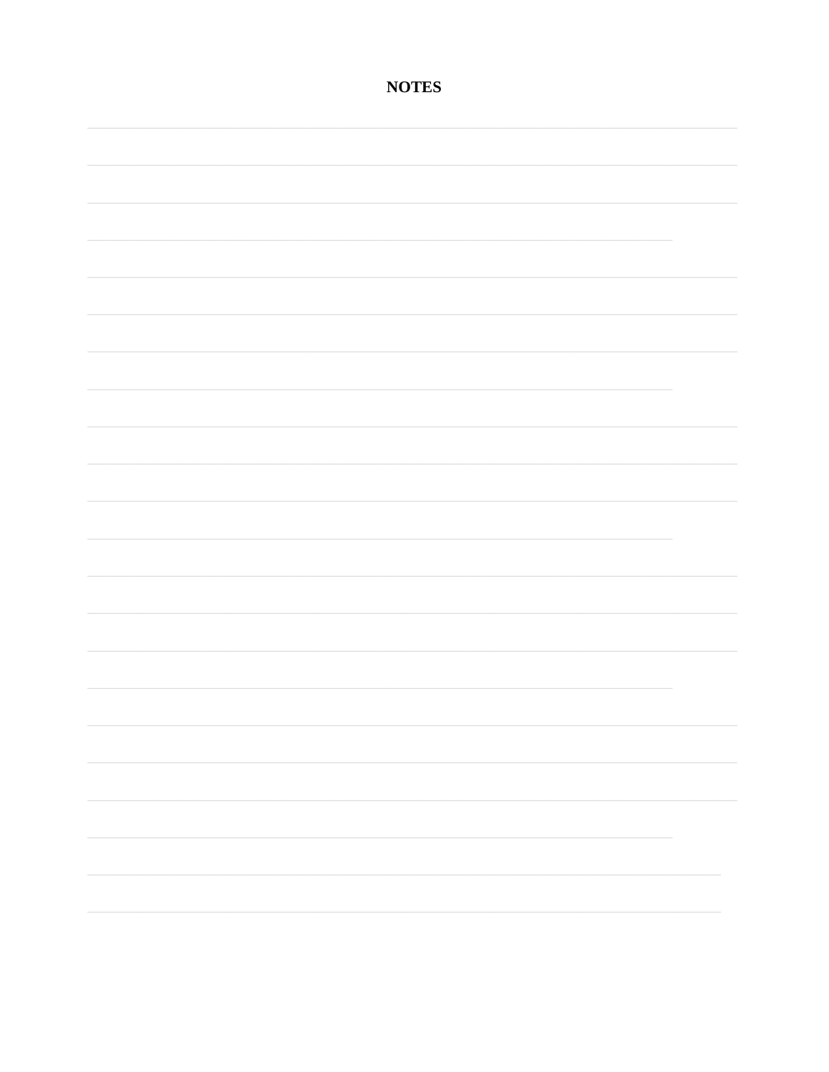**NOTES**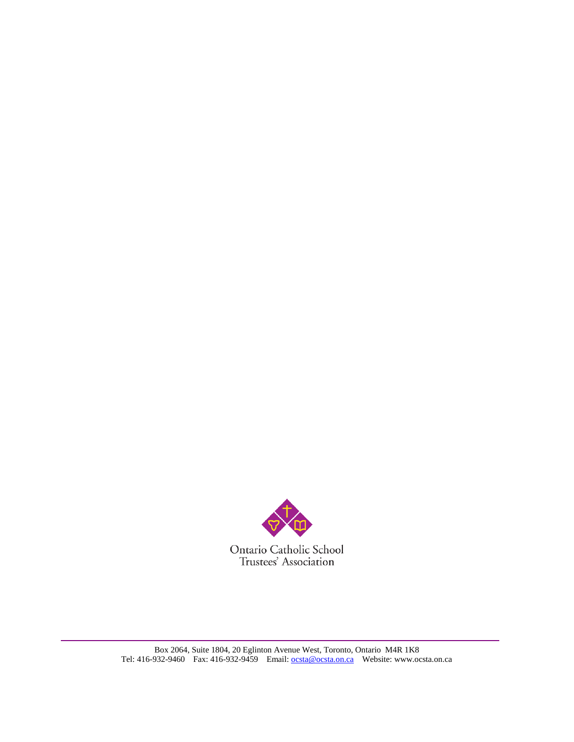Ontario Catholic School
Trustees' Association

Box 2064, Suite 1804, 20 Eglinton Avenue West, Toronto, Ontario M4R 1K8
Tel: 416-932-9460 Fax: 416-932-9459 Email: ocsta@ocsta.on.ca Website: www.ocsta.on.ca